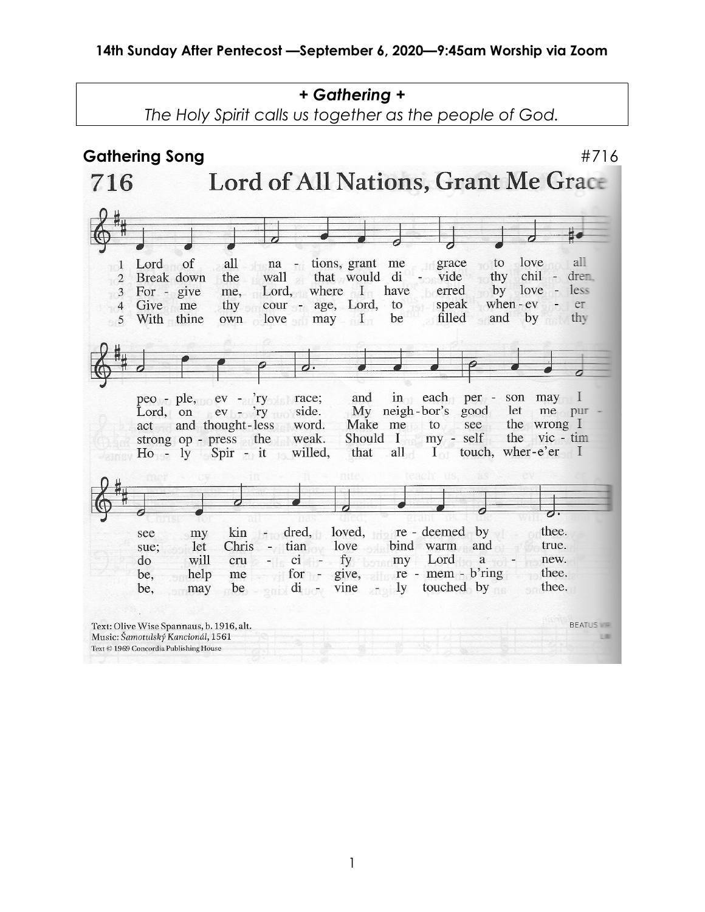**14th Sunday After Pentecost —September 6, 2020—9:45am Worship via Zoom**

***+ Gathering +***

*The Holy Spirit calls us together as the people of God.*

## Gathering Song #716

## 716 Lord of All Nations, Grant Me Grace

1 Lord of all nations, grant me grace to love all people, ev'ry race; and in each person may I see my kindred, loved, redeemed by thee.

2 Break down the wall that would divide thy children, Lord, on ev'ry side. My neighbor's good let me pursue; let Christian love bind warm and true.

3 Forgive me, Lord, where I have erred by loveless act and thoughtless word. Make me to see the wrong I do will crucify my Lord anew.

4 Give me thy courage, Lord, to speak whenever strong oppress the weak. Should I myself the victim be, help me forgive, remem'bring thee.

5 With thine own love may I be filled and by thy Holy Spirit willed, that all I touch, wher-e'er I be, may be divinely touched by thee.

Text: Olive Wise Spannaus, b. 1916, alt.
Music: Šamotulský Kancionál, 1561
Text © 1969 Concordia Publishing House

BEATUS VIR
LM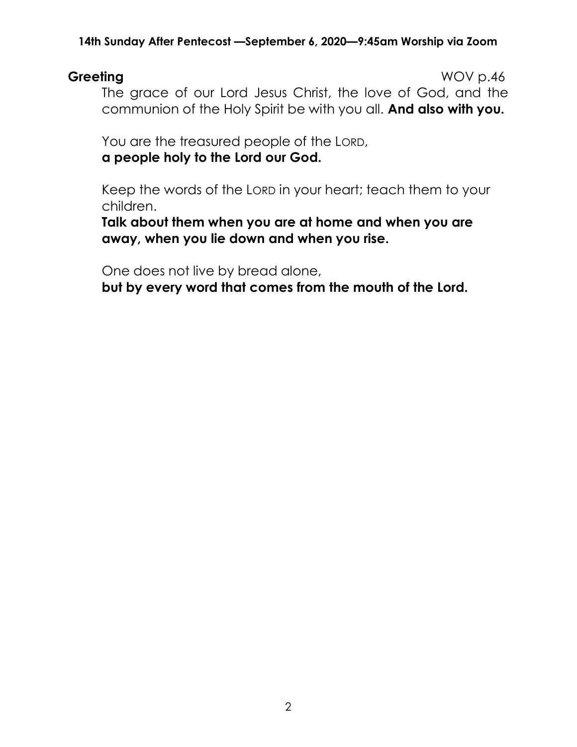**Greeting** WOV p.46

The grace of our Lord Jesus Christ, the love of God, and the communion of the Holy Spirit be with you all. **And also with you.**

You are the treasured people of the LORD,
**a people holy to the Lord our God.**

Keep the words of the LORD in your heart; teach them to your children.
**Talk about them when you are at home and when you are away, when you lie down and when you rise.**

One does not live by bread alone,
**but by every word that comes from the mouth of the Lord.**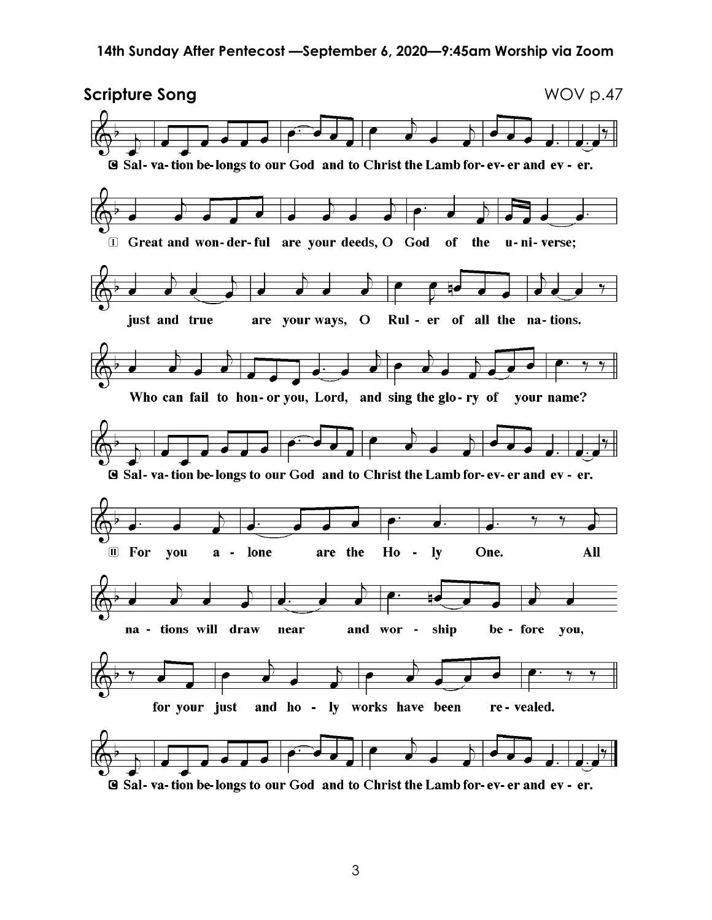## Scripture Song

WOV p.47

**C** Salvation belongs to our God and to Christ the Lamb forever and ever.

**I** Great and wonderful are your deeds, O God of the universe; just and true are your ways, O Ruler of all the nations. Who can fail to honor you, Lord, and sing the glory of your name?

**C** Salvation belongs to our God and to Christ the Lamb forever and ever.

**II** For you alone are the Holy One. All nations will draw near and worship before you, for your just and holy works have been revealed.

**C** Salvation belongs to our God and to Christ the Lamb forever and ever.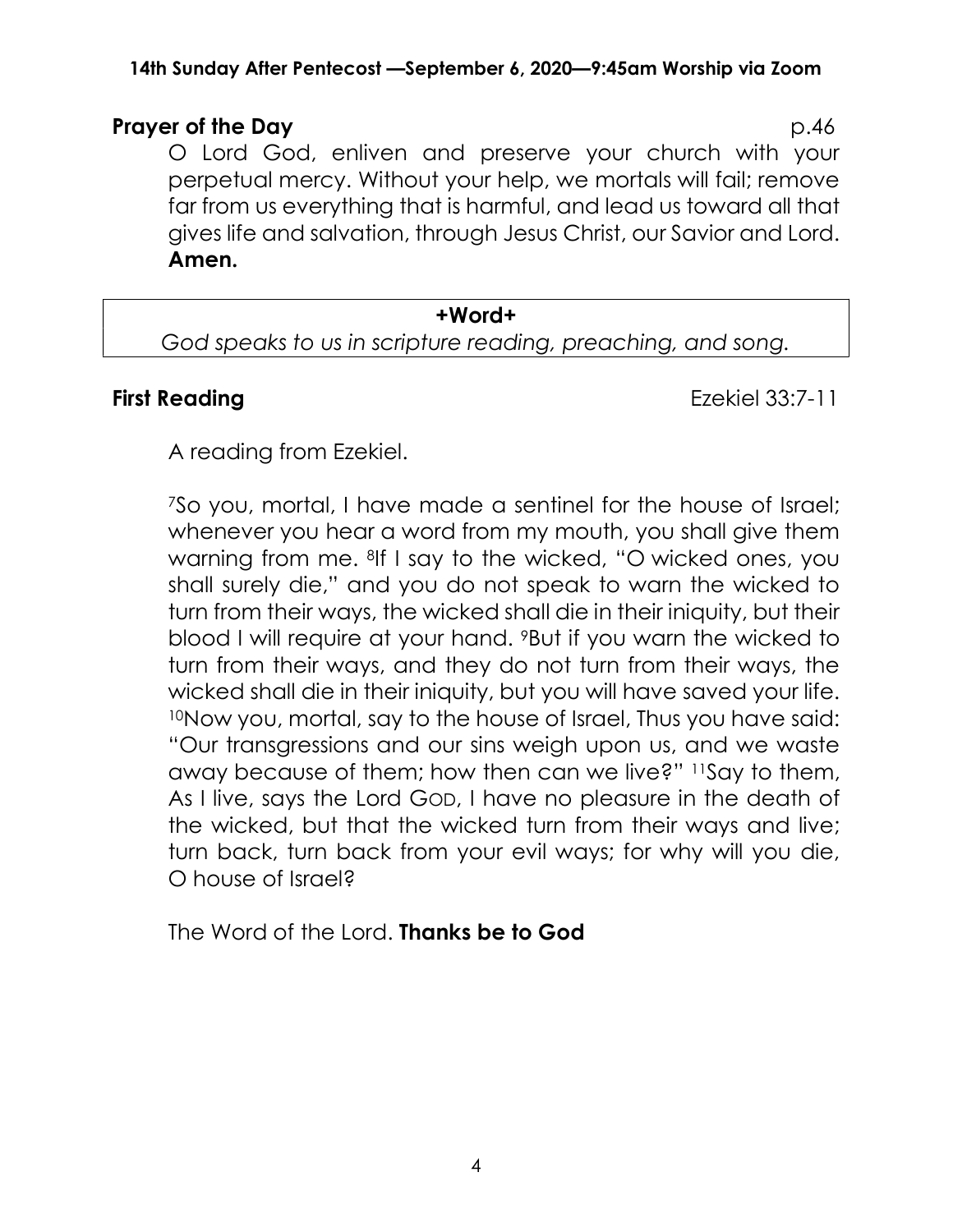**14th Sunday After Pentecost —September 6, 2020—9:45am Worship via Zoom**

**Prayer of the Day** p.46

O Lord God, enliven and preserve your church with your perpetual mercy. Without your help, we mortals will fail; remove far from us everything that is harmful, and lead us toward all that gives life and salvation, through Jesus Christ, our Savior and Lord. **Amen.**

**+Word+**

*God speaks to us in scripture reading, preaching, and song.*

**First Reading** Ezekiel 33:7-11

A reading from Ezekiel.

[7]So you, mortal, I have made a sentinel for the house of Israel; whenever you hear a word from my mouth, you shall give them warning from me. [8]If I say to the wicked, "O wicked ones, you shall surely die," and you do not speak to warn the wicked to turn from their ways, the wicked shall die in their iniquity, but their blood I will require at your hand. [9]But if you warn the wicked to turn from their ways, and they do not turn from their ways, the wicked shall die in their iniquity, but you will have saved your life. [10]Now you, mortal, say to the house of Israel, Thus you have said: "Our transgressions and our sins weigh upon us, and we waste away because of them; how then can we live?" [11]Say to them, As I live, says the Lord GOD, I have no pleasure in the death of the wicked, but that the wicked turn from their ways and live; turn back, turn back from your evil ways; for why will you die, O house of Israel?

The Word of the Lord. **Thanks be to God**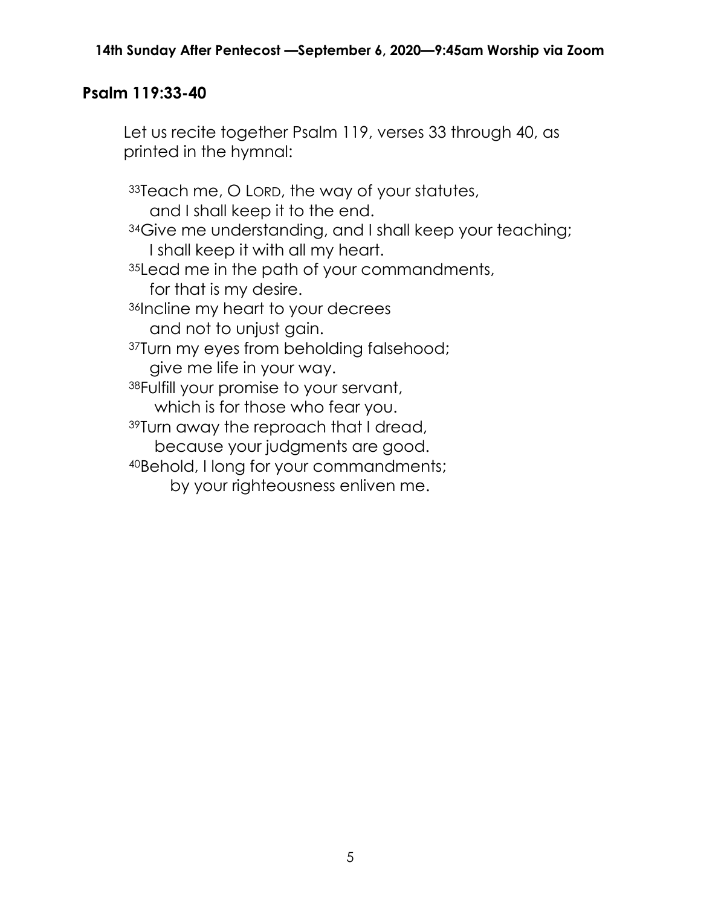## Psalm 119:33-40

Let us recite together Psalm 119, verses 33 through 40, as printed in the hymnal:

[33]Teach me, O LORD, the way of your statutes,
and I shall keep it to the end.
[34]Give me understanding, and I shall keep your teaching;
I shall keep it with all my heart.
[35]Lead me in the path of your commandments,
for that is my desire.
[36]Incline my heart to your decrees
and not to unjust gain.
[37]Turn my eyes from beholding falsehood;
give me life in your way.
[38]Fulfill your promise to your servant,
which is for those who fear you.
[39]Turn away the reproach that I dread,
because your judgments are good.
[40]Behold, I long for your commandments;
by your righteousness enliven me.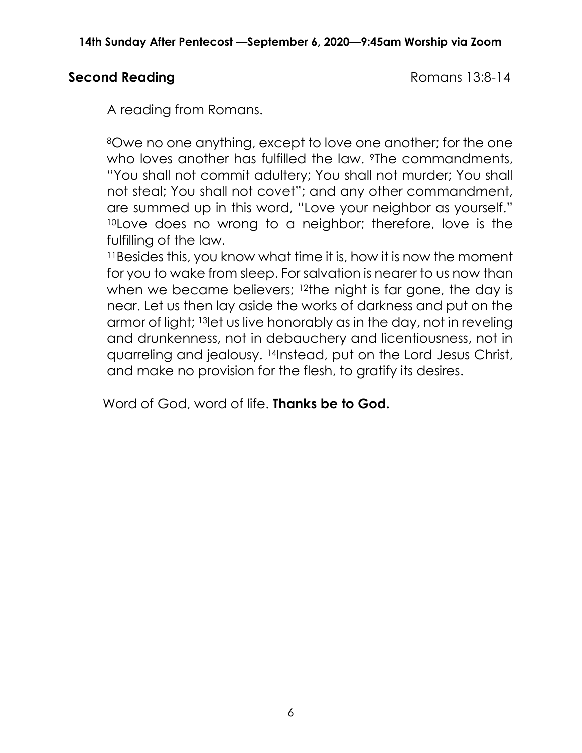**Second Reading** Romans 13:8-14

A reading from Romans.

[8]Owe no one anything, except to love one another; for the one who loves another has fulfilled the law. [9]The commandments, "You shall not commit adultery; You shall not murder; You shall not steal; You shall not covet"; and any other commandment, are summed up in this word, "Love your neighbor as yourself." [10]Love does no wrong to a neighbor; therefore, love is the fulfilling of the law.

[11]Besides this, you know what time it is, how it is now the moment for you to wake from sleep. For salvation is nearer to us now than when we became believers; [12]the night is far gone, the day is near. Let us then lay aside the works of darkness and put on the armor of light; [13]let us live honorably as in the day, not in reveling and drunkenness, not in debauchery and licentiousness, not in quarreling and jealousy. [14]Instead, put on the Lord Jesus Christ, and make no provision for the flesh, to gratify its desires.

Word of God, word of life. **Thanks be to God.**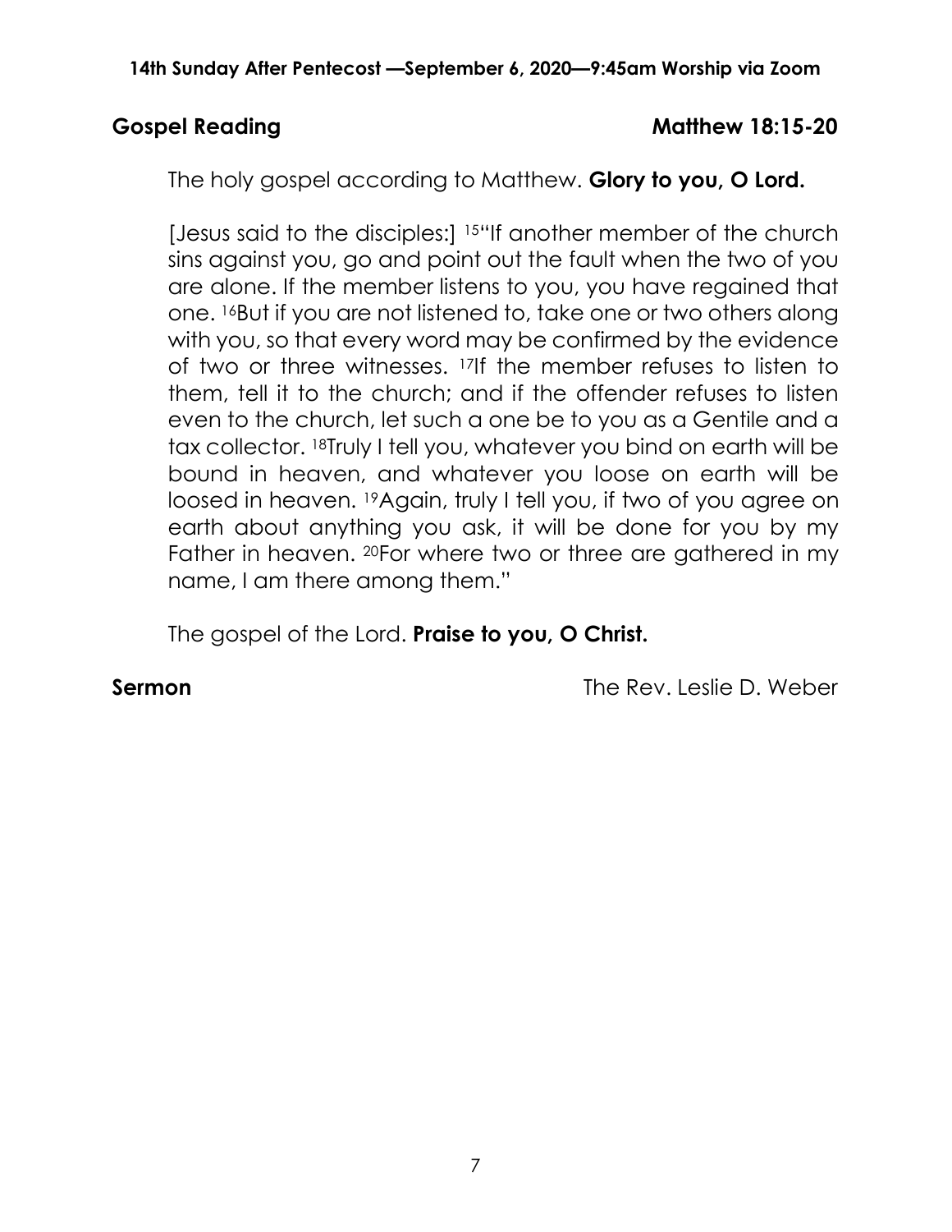**Gospel Reading** **Matthew 18:15-20**

The holy gospel according to Matthew. **Glory to you, O Lord.**

[Jesus said to the disciples:] [15]"If another member of the church sins against you, go and point out the fault when the two of you are alone. If the member listens to you, you have regained that one. [16]But if you are not listened to, take one or two others along with you, so that every word may be confirmed by the evidence of two or three witnesses. [17]If the member refuses to listen to them, tell it to the church; and if the offender refuses to listen even to the church, let such a one be to you as a Gentile and a tax collector. [18]Truly I tell you, whatever you bind on earth will be bound in heaven, and whatever you loose on earth will be loosed in heaven. [19]Again, truly I tell you, if two of you agree on earth about anything you ask, it will be done for you by my Father in heaven. [20]For where two or three are gathered in my name, I am there among them."

The gospel of the Lord. **Praise to you, O Christ.**

**Sermon** The Rev. Leslie D. Weber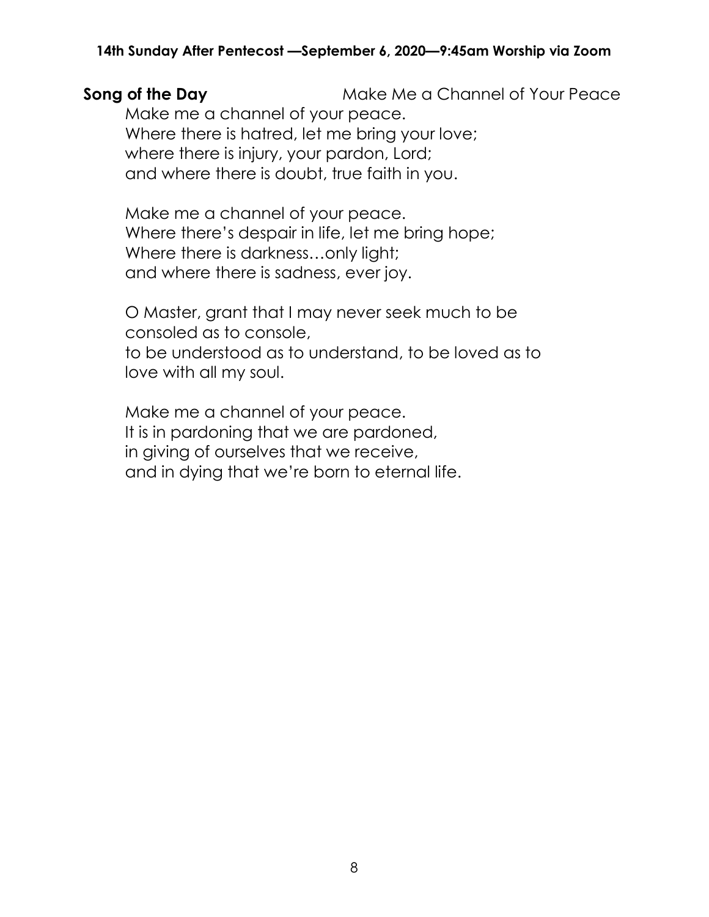**Song of the Day** Make Me a Channel of Your Peace

Make me a channel of your peace.
Where there is hatred, let me bring your love;
where there is injury, your pardon, Lord;
and where there is doubt, true faith in you.

Make me a channel of your peace.
Where there's despair in life, let me bring hope;
Where there is darkness…only light;
and where there is sadness, ever joy.

O Master, grant that I may never seek much to be consoled as to console,
to be understood as to understand, to be loved as to love with all my soul.

Make me a channel of your peace.
It is in pardoning that we are pardoned,
in giving of ourselves that we receive,
and in dying that we're born to eternal life.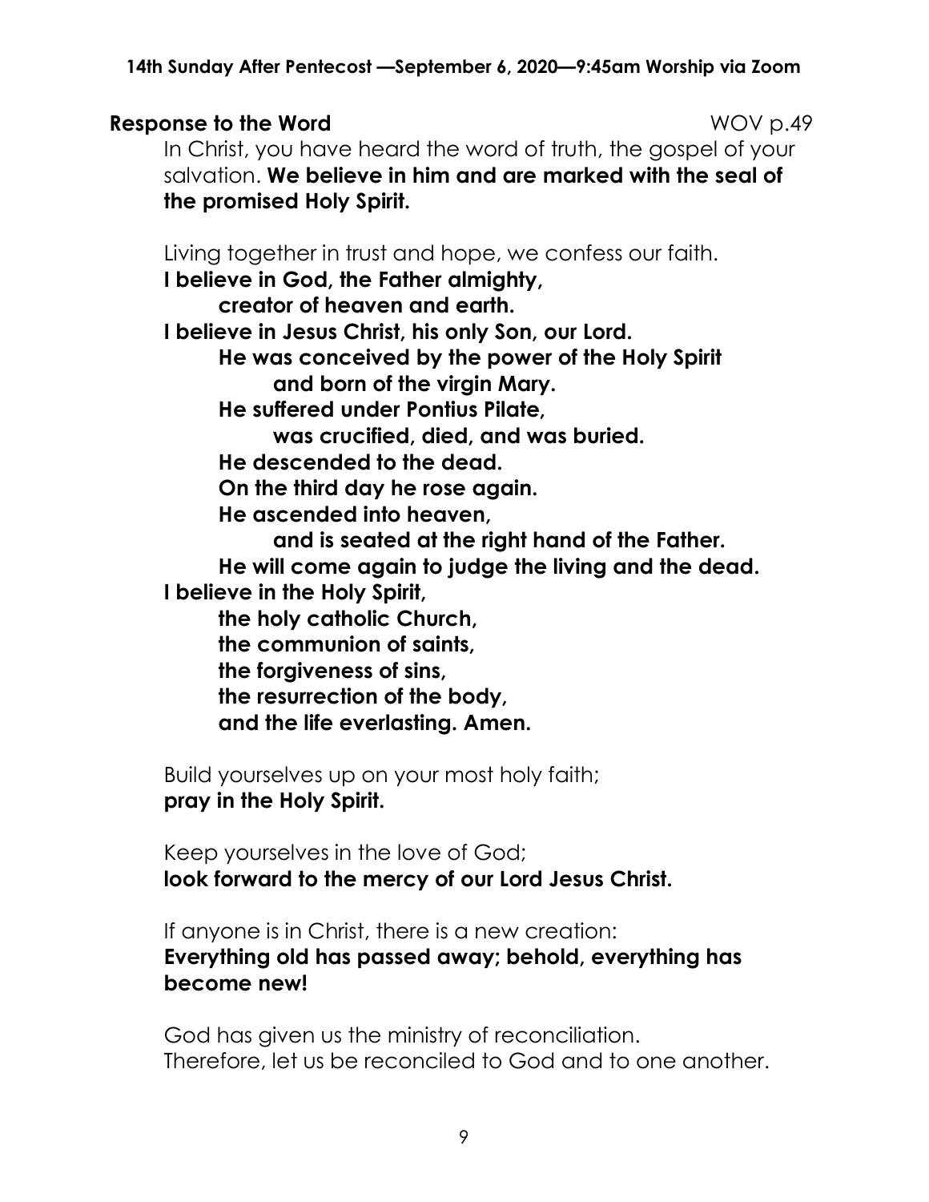**Response to the Word** WOV p.49

In Christ, you have heard the word of truth, the gospel of your salvation. **We believe in him and are marked with the seal of the promised Holy Spirit.**

Living together in trust and hope, we confess our faith.

**I believe in God, the Father almighty,**
**creator of heaven and earth.**
**I believe in Jesus Christ, his only Son, our Lord.**
**He was conceived by the power of the Holy Spirit**
**and born of the virgin Mary.**
**He suffered under Pontius Pilate,**
**was crucified, died, and was buried.**
**He descended to the dead.**
**On the third day he rose again.**
**He ascended into heaven,**
**and is seated at the right hand of the Father.**
**He will come again to judge the living and the dead.**
**I believe in the Holy Spirit,**
**the holy catholic Church,**
**the communion of saints,**
**the forgiveness of sins,**
**the resurrection of the body,**
**and the life everlasting. Amen.**

Build yourselves up on your most holy faith;
**pray in the Holy Spirit.**

Keep yourselves in the love of God;
**look forward to the mercy of our Lord Jesus Christ.**

If anyone is in Christ, there is a new creation:
**Everything old has passed away; behold, everything has become new!**

God has given us the ministry of reconciliation.
Therefore, let us be reconciled to God and to one another.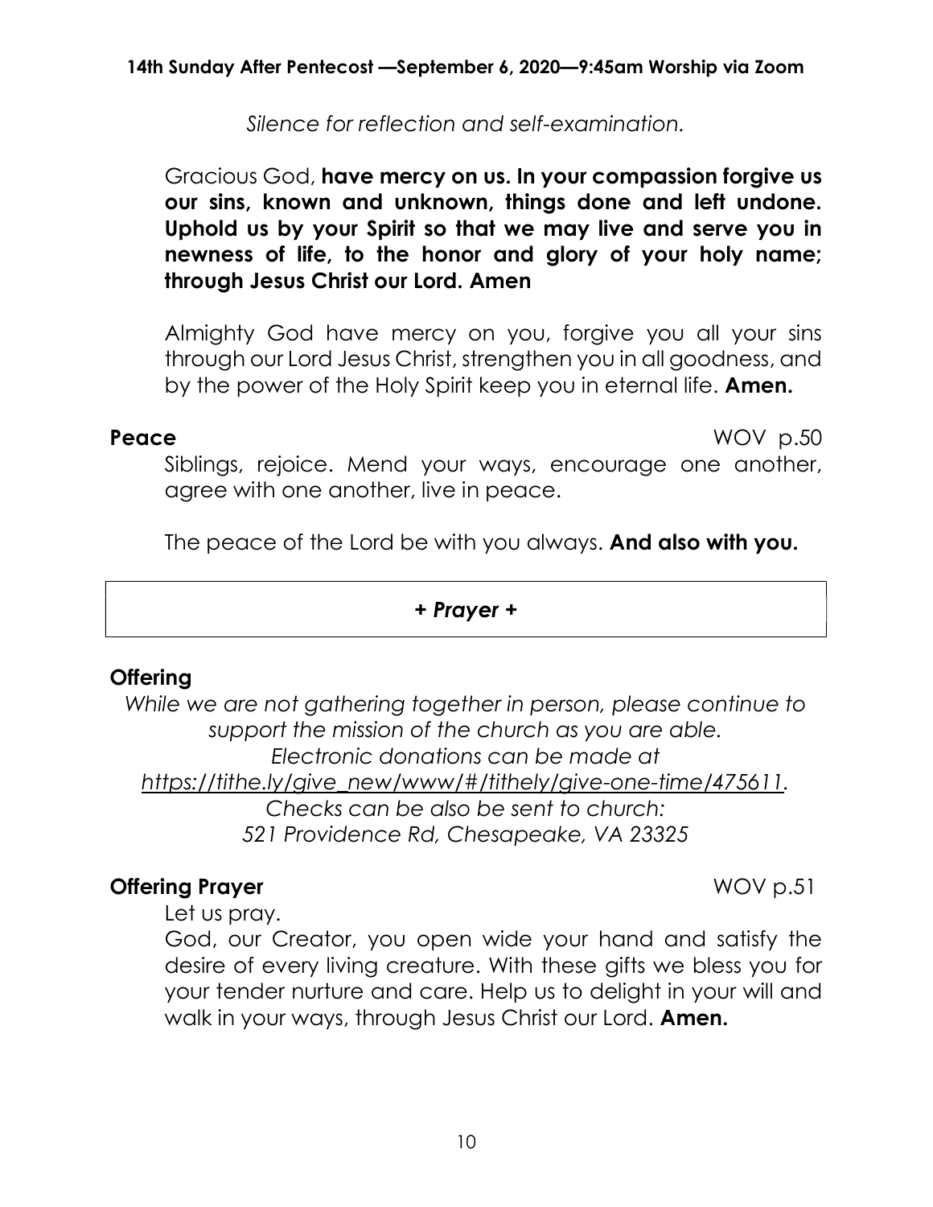*Silence for reflection and self-examination.*

Gracious God, **have mercy on us. In your compassion forgive us our sins, known and unknown, things done and left undone. Uphold us by your Spirit so that we may live and serve you in newness of life, to the honor and glory of your holy name; through Jesus Christ our Lord. Amen**

Almighty God have mercy on you, forgive you all your sins through our Lord Jesus Christ, strengthen you in all goodness, and by the power of the Holy Spirit keep you in eternal life. **Amen.**

**Peace** WOV p.50

Siblings, rejoice. Mend your ways, encourage one another, agree with one another, live in peace.

The peace of the Lord be with you always. **And also with you.**

## *+ Prayer +*

**Offering**

*While we are not gathering together in person, please continue to support the mission of the church as you are able.*
*Electronic donations can be made at*
*https://tithe.ly/give_new/www/#/tithely/give-one-time/475611.*
*Checks can be also be sent to church:*
*521 Providence Rd, Chesapeake, VA 23325*

**Offering Prayer** WOV p.51

Let us pray.

God, our Creator, you open wide your hand and satisfy the desire of every living creature. With these gifts we bless you for your tender nurture and care. Help us to delight in your will and walk in your ways, through Jesus Christ our Lord. **Amen.**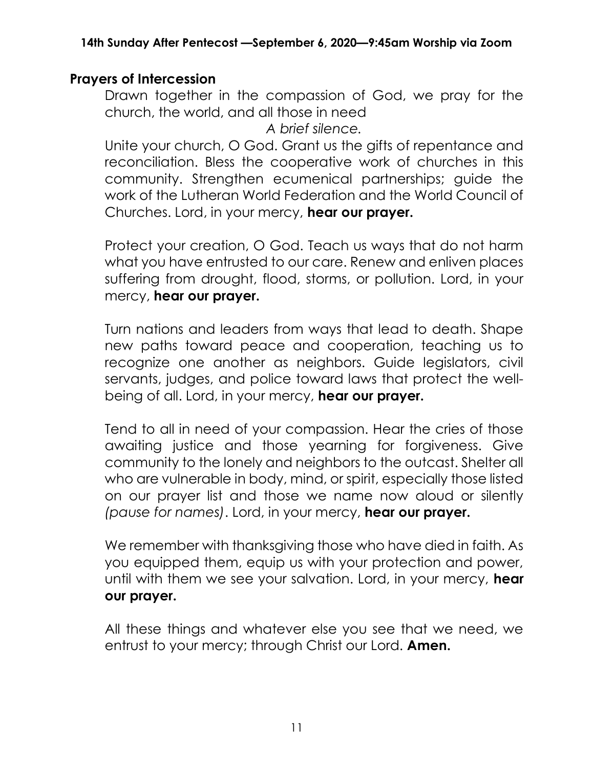## Prayers of Intercession

Drawn together in the compassion of God, we pray for the church, the world, and all those in need

*A brief silence.*

Unite your church, O God. Grant us the gifts of repentance and reconciliation. Bless the cooperative work of churches in this community. Strengthen ecumenical partnerships; guide the work of the Lutheran World Federation and the World Council of Churches. Lord, in your mercy, **hear our prayer.**

Protect your creation, O God. Teach us ways that do not harm what you have entrusted to our care. Renew and enliven places suffering from drought, flood, storms, or pollution. Lord, in your mercy, **hear our prayer.**

Turn nations and leaders from ways that lead to death. Shape new paths toward peace and cooperation, teaching us to recognize one another as neighbors. Guide legislators, civil servants, judges, and police toward laws that protect the well-being of all. Lord, in your mercy, **hear our prayer.**

Tend to all in need of your compassion. Hear the cries of those awaiting justice and those yearning for forgiveness. Give community to the lonely and neighbors to the outcast. Shelter all who are vulnerable in body, mind, or spirit, especially those listed on our prayer list and those we name now aloud or silently *(pause for names)*. Lord, in your mercy, **hear our prayer.**

We remember with thanksgiving those who have died in faith. As you equipped them, equip us with your protection and power, until with them we see your salvation. Lord, in your mercy, **hear our prayer.**

All these things and whatever else you see that we need, we entrust to your mercy; through Christ our Lord. **Amen.**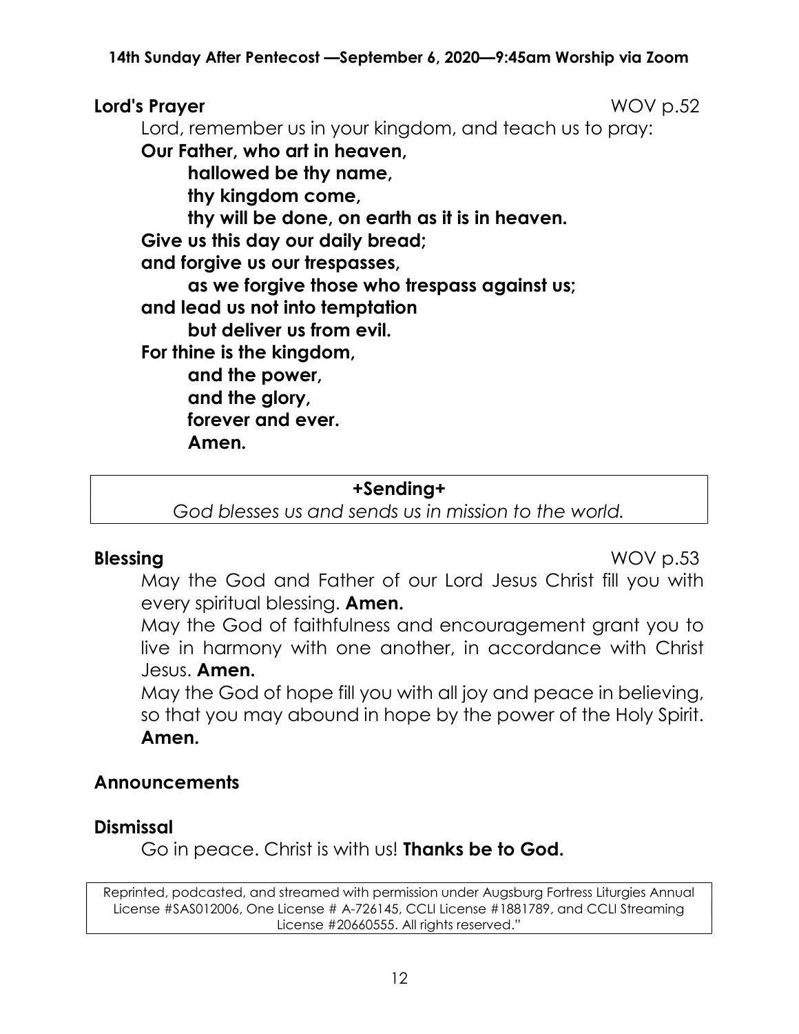**Lord's Prayer** WOV p.52

Lord, remember us in your kingdom, and teach us to pray:

**Our Father, who art in heaven,**
**hallowed be thy name,**
**thy kingdom come,**
**thy will be done, on earth as it is in heaven.**
**Give us this day our daily bread;**
**and forgive us our trespasses,**
**as we forgive those who trespass against us;**
**and lead us not into temptation**
**but deliver us from evil.**
**For thine is the kingdom,**
**and the power,**
**and the glory,**
**forever and ever.**
**Amen.**

## +Sending+

*God blesses us and sends us in mission to the world.*

**Blessing** WOV p.53

May the God and Father of our Lord Jesus Christ fill you with every spiritual blessing. **Amen.**

May the God of faithfulness and encouragement grant you to live in harmony with one another, in accordance with Christ Jesus. **Amen.**

May the God of hope fill you with all joy and peace in believing, so that you may abound in hope by the power of the Holy Spirit. **Amen.**

## Announcements

## Dismissal

Go in peace. Christ is with us! **Thanks be to God.**

Reprinted, podcasted, and streamed with permission under Augsburg Fortress Liturgies Annual License #SAS012006, One License # A-726145, CCLI License #1881789, and CCLI Streaming License #20660555. All rights reserved."